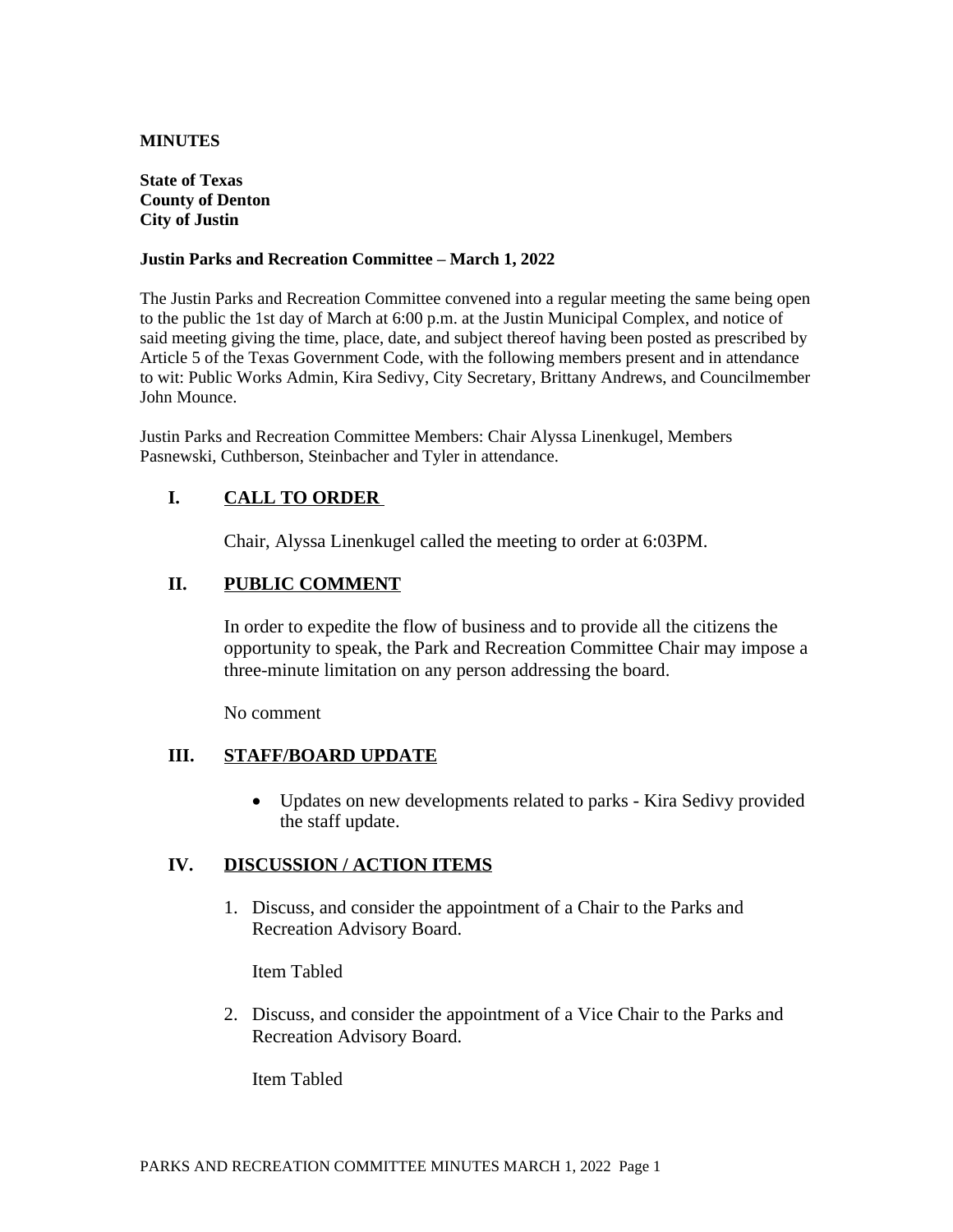**MINUTES**

**State of Texas**
**County of Denton**
**City of Justin**

**Justin Parks and Recreation Committee – March 1, 2022**

The Justin Parks and Recreation Committee convened into a regular meeting the same being open to the public the 1st day of March at 6:00 p.m. at the Justin Municipal Complex, and notice of said meeting giving the time, place, date, and subject thereof having been posted as prescribed by Article 5 of the Texas Government Code, with the following members present and in attendance to wit: Public Works Admin, Kira Sedivy, City Secretary, Brittany Andrews, and Councilmember John Mounce.

Justin Parks and Recreation Committee Members: Chair Alyssa Linenkugel, Members Pasnewski, Cuthberson, Steinbacher and Tyler in attendance.

## I. CALL TO ORDER

Chair, Alyssa Linenkugel called the meeting to order at 6:03PM.

## II. PUBLIC COMMENT

In order to expedite the flow of business and to provide all the citizens the opportunity to speak, the Park and Recreation Committee Chair may impose a three-minute limitation on any person addressing the board.

No comment

## III. STAFF/BOARD UPDATE

- Updates on new developments related to parks - Kira Sedivy provided the staff update.

## IV. DISCUSSION / ACTION ITEMS

1. Discuss, and consider the appointment of a Chair to the Parks and Recreation Advisory Board.

   Item Tabled

2. Discuss, and consider the appointment of a Vice Chair to the Parks and Recreation Advisory Board.

   Item Tabled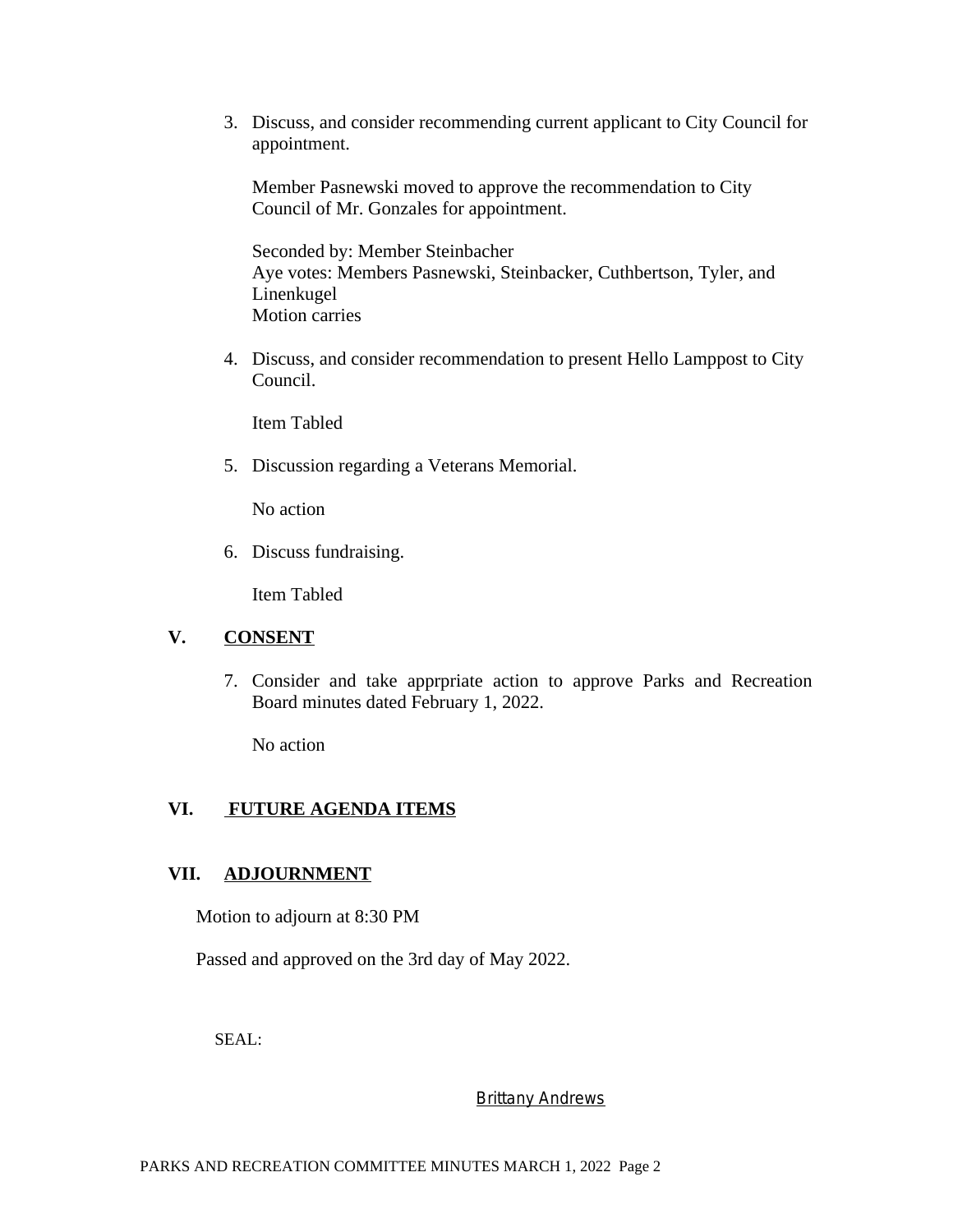3. Discuss, and consider recommending current applicant to City Council for appointment.

   Member Pasnewski moved to approve the recommendation to City Council of Mr. Gonzales for appointment.

   Seconded by: Member Steinbacher
   Aye votes: Members Pasnewski, Steinbacker, Cuthbertson, Tyler, and Linenkugel
   Motion carries

4. Discuss, and consider recommendation to present Hello Lamppost to City Council.

   Item Tabled

5. Discussion regarding a Veterans Memorial.

   No action

6. Discuss fundraising.

   Item Tabled

## V. CONSENT

7. Consider and take apprpriate action to approve Parks and Recreation Board minutes dated February 1, 2022.

   No action

## VI. FUTURE AGENDA ITEMS

## VII. ADJOURNMENT

Motion to adjourn at 8:30 PM

Passed and approved on the 3rd day of May 2022.

SEAL:

Brittany Andrews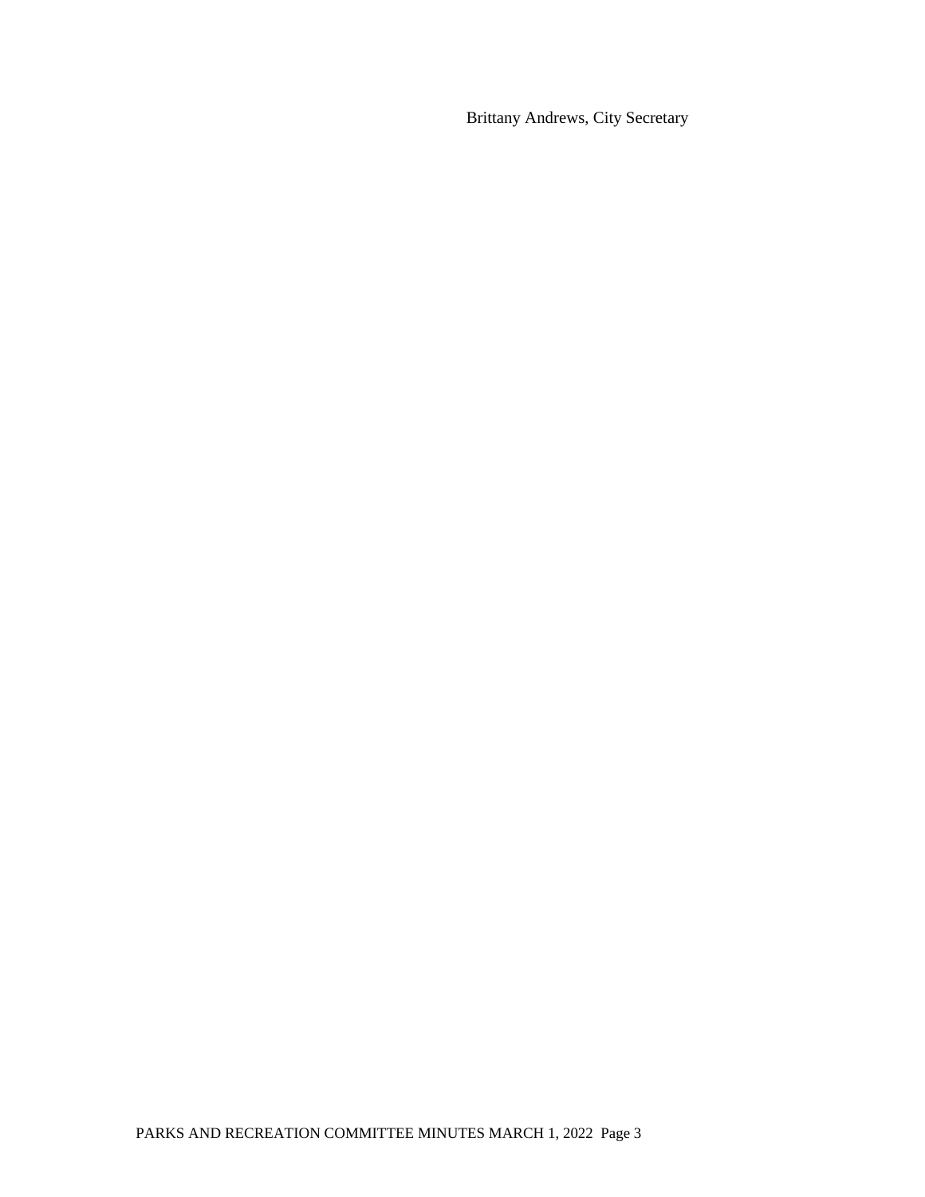Brittany Andrews, City Secretary